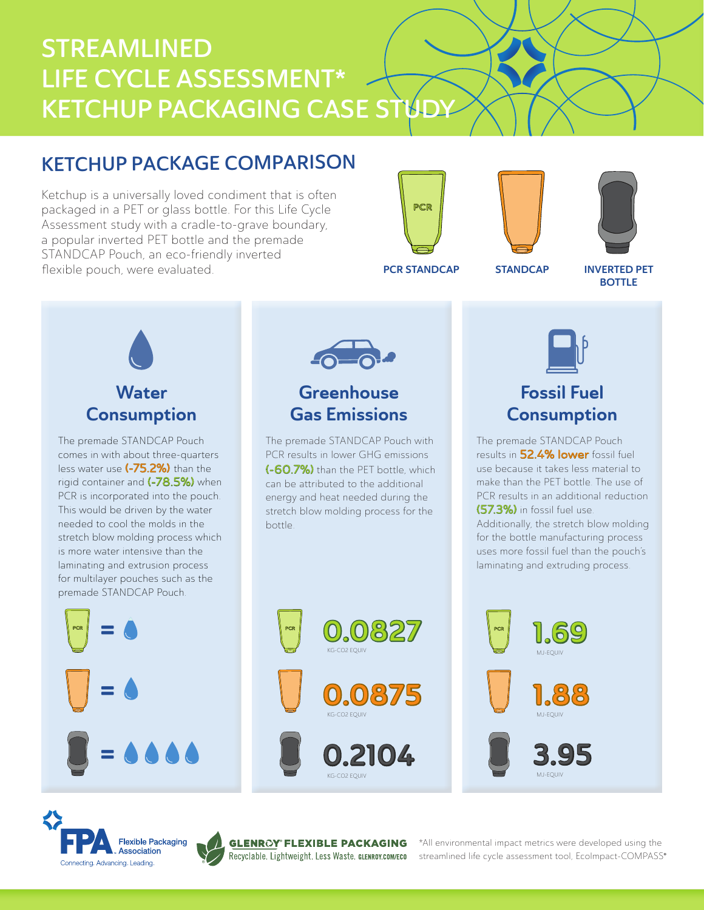# STREAMLINED LIFE CYCLE ASSESSMENT* KETCHUP PACKAGING CASE STUDY

## KETCHUP PACKAGE COMPARISON

Ketchup is a universally loved condiment that is often packaged in a PET or glass bottle. For this Life Cycle Assessment study with a cradle-to-grave boundary, a popular inverted PET bottle and the premade STANDCAP Pouch, an eco-friendly inverted flexible pouch, were evaluated.

PCR STANDCAP | STANDCAP | INVERTED PET BOTTLE

### Water Consumption

The premade STANDCAP Pouch comes in with about three-quarters less water use **(-75.2%)** than the rigid container and **(-78.5%)** when PCR is incorporated into the pouch. This would be driven by the water needed to cool the molds in the stretch blow molding process which is more water intensive than the laminating and extrusion process for multilayer pouches such as the premade STANDCAP Pouch.

- PCR STANDCAP = 1 drop
- STANDCAP = 1 drop
- INVERTED PET BOTTLE = 4 drops

### Greenhouse Gas Emissions

The premade STANDCAP Pouch with PCR results in lower GHG emissions **(-60.7%)** than the PET bottle, which can be attributed to the additional energy and heat needed during the stretch blow molding process for the bottle.

- PCR STANDCAP: **0.0827** KG-CO2 EQUIV
- STANDCAP: **0.0875** KG-CO2 EQUIV
- INVERTED PET BOTTLE: **0.2104** KG-CO2 EQUIV

### Fossil Fuel Consumption

The premade STANDCAP Pouch results in **52.4% lower** fossil fuel use because it takes less material to make than the PET bottle. The use of PCR results in an additional reduction **(57.3%)** in fossil fuel use. Additionally, the stretch blow molding for the bottle manufacturing process uses more fossil fuel than the pouch's laminating and extruding process.

- PCR STANDCAP: **1.69** MJ-EQUIV
- STANDCAP: **1.88** MJ-EQUIV
- INVERTED PET BOTTLE: **3.95** MJ-EQUIV

FPA Flexible Packaging Association — Connecting. Advancing. Leading.

GLENROY® FLEXIBLE PACKAGING — Recyclable. Lightweight. Less Waste. GLENROY.COM/ECO

*All environmental impact metrics were developed using the streamlined life cycle assessment tool, EcoImpact-COMPASS®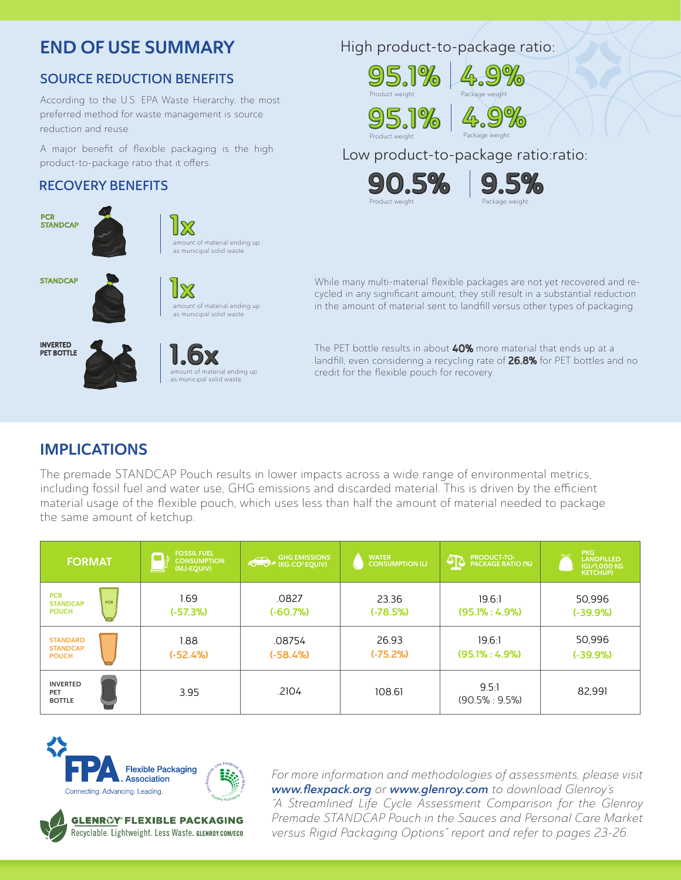# END OF USE SUMMARY

## SOURCE REDUCTION BENEFITS

According to the U.S. EPA Waste Hierarchy, the most preferred method for waste management is source reduction and reuse.

A major benefit of flexible packaging is the high product-to-package ratio that it offers.

High product-to-package ratio:

95.1% Product weight | 4.9% Package weight

95.1% Product weight | 4.9% Package weight

Low product-to-package ratio:ratio:

90.5% Product weight | 9.5% Package weight

## RECOVERY BENEFITS

PCR STANDCAP — 1x amount of material ending up as municipal solid waste

STANDCAP — 1x amount of material ending up as municipal solid waste

INVERTED PET BOTTLE — 1.6x amount of material ending up as municipal solid waste

While many multi-material flexible packages are not yet recovered and re-cycled in any significant amount, they still result in a substantial reduction in the amount of material sent to landfill versus other types of packaging.

The PET bottle results in about **40%** more material that ends up at a landfill, even considering a recycling rate of **26.8%** for PET bottles and no credit for the flexible pouch for recovery.

## IMPLICATIONS

The premade STANDCAP Pouch results in lower impacts across a wide range of environmental metrics, including fossil fuel and water use, GHG emissions and discarded material. This is driven by the efficient material usage of the flexible pouch, which uses less than half the amount of material needed to package the same amount of ketchup.

| FORMAT | FOSSIL FUEL CONSUMPTION (MJ-EQUIV) | GHG EMISSIONS (KG-$CO^2$ EQUIV) | WATER CONSUMPTION (L) | PRODUCT-TO-PACKAGE RATIO (%) | PKG LANDFILLED (G)/1,000 KG KETCHUP) |
|---|---|---|---|---|---|
| PCR STANDCAP POUCH | 1.69 (-57.3%) | .0827 (-60.7%) | 23.36 (-78.5%) | 19.6:1 (95.1% : 4.9%) | 50,996 (-39.9%) |
| STANDARD STANDCAP POUCH | 1.88 (-52.4%) | .08754 (-58.4%) | 26.93 (-75.2%) | 19.6:1 (95.1% : 4.9%) | 50,996 (-39.9%) |
| INVERTED PET BOTTLE | 3.95 | .2104 | 108.61 | 9.5:1 (90.5% : 9.5%) | 82,991 |

FPA Flexible Packaging Association — Connecting. Advancing. Leading.

GLENROY® FLEXIBLE PACKAGING — Recyclable. Lightweight. Less Waste. GLENROY.COM/ECO

*For more information and methodologies of assessments, please visit **www.flexpack.org** or **www.glenroy.com** to download Glenroy's "A Streamlined Life Cycle Assessment Comparison for the Glenroy Premade STANDCAP Pouch in the Sauces and Personal Care Market versus Rigid Packaging Options" report and refer to pages 23-26.*